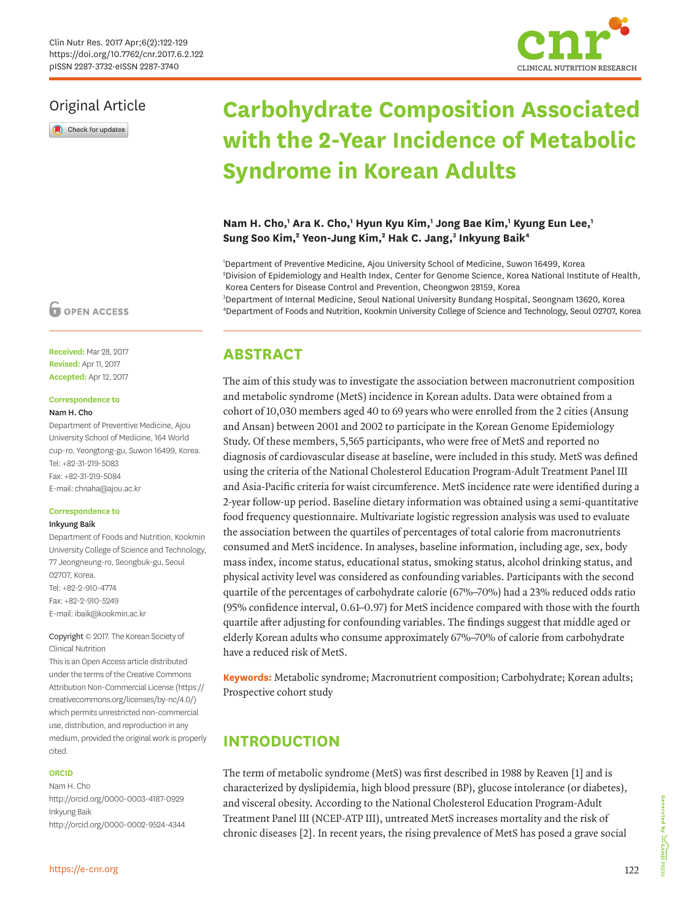Original Article

# Carbohydrate Composition Associated with the 2-Year Incidence of Metabolic Syndrome in Korean Adults

**Nam H. Cho,[1] Ara K. Cho,[1] Hyun Kyu Kim,[1] Jong Bae Kim,[1] Kyung Eun Lee,[1] Sung Soo Kim,[2] Yeon-Jung Kim,[2] Hak C. Jang,[3] Inkyung Baik[4]**

[1]Department of Preventive Medicine, Ajou University School of Medicine, Suwon 16499, Korea
[2]Division of Epidemiology and Health Index, Center for Genome Science, Korea National Institute of Health, Korea Centers for Disease Control and Prevention, Cheongwon 28159, Korea
[3]Department of Internal Medicine, Seoul National University Bundang Hospital, Seongnam 13620, Korea
[4]Department of Foods and Nutrition, Kookmin University College of Science and Technology, Seoul 02707, Korea

OPEN ACCESS

**Received:** Mar 28, 2017
**Revised:** Apr 11, 2017
**Accepted:** Apr 12, 2017

**Correspondence to**
**Nam H. Cho**
Department of Preventive Medicine, Ajou University School of Medicine, 164 World cup-ro, Yeongtong-gu, Suwon 16499, Korea.
Tel: +82-31-219-5083
Fax: +82-31-219-5084
E-mail: chnaha@ajou.ac.kr

**Correspondence to**
**Inkyung Baik**
Department of Foods and Nutrition, Kookmin University College of Science and Technology, 77 Jeongneung-ro, Seongbuk-gu, Seoul 02707, Korea.
Tel: +82-2-910-4774
Fax: +82-2-910-5249
E-mail: ibaik@kookmin.ac.kr

Copyright © 2017. The Korean Society of Clinical Nutrition
This is an Open Access article distributed under the terms of the Creative Commons Attribution Non-Commercial License (https://creativecommons.org/licenses/by-nc/4.0/) which permits unrestricted non-commercial use, distribution, and reproduction in any medium, provided the original work is properly cited.

**ORCID**
Nam H. Cho
http://orcid.org/0000-0003-4187-0929
Inkyung Baik
http://orcid.org/0000-0002-9524-4344

## ABSTRACT

The aim of this study was to investigate the association between macronutrient composition and metabolic syndrome (MetS) incidence in Korean adults. Data were obtained from a cohort of 10,030 members aged 40 to 69 years who were enrolled from the 2 cities (Ansung and Ansan) between 2001 and 2002 to participate in the Korean Genome Epidemiology Study. Of these members, 5,565 participants, who were free of MetS and reported no diagnosis of cardiovascular disease at baseline, were included in this study. MetS was defined using the criteria of the National Cholesterol Education Program-Adult Treatment Panel III and Asia-Pacific criteria for waist circumference. MetS incidence rate were identified during a 2-year follow-up period. Baseline dietary information was obtained using a semi-quantitative food frequency questionnaire. Multivariate logistic regression analysis was used to evaluate the association between the quartiles of percentages of total calorie from macronutrients consumed and MetS incidence. In analyses, baseline information, including age, sex, body mass index, income status, educational status, smoking status, alcohol drinking status, and physical activity level was considered as confounding variables. Participants with the second quartile of the percentages of carbohydrate calorie (67%–70%) had a 23% reduced odds ratio (95% confidence interval, 0.61–0.97) for MetS incidence compared with those with the fourth quartile after adjusting for confounding variables. The findings suggest that middle aged or elderly Korean adults who consume approximately 67%–70% of calorie from carbohydrate have a reduced risk of MetS.

**Keywords:** Metabolic syndrome; Macronutrient composition; Carbohydrate; Korean adults; Prospective cohort study

## INTRODUCTION

The term of metabolic syndrome (MetS) was first described in 1988 by Reaven [1] and is characterized by dyslipidemia, high blood pressure (BP), glucose intolerance (or diabetes), and visceral obesity. According to the National Cholesterol Education Program-Adult Treatment Panel III (NCEP-ATP III), untreated MetS increases mortality and the risk of chronic diseases [2]. In recent years, the rising prevalence of MetS has posed a grave social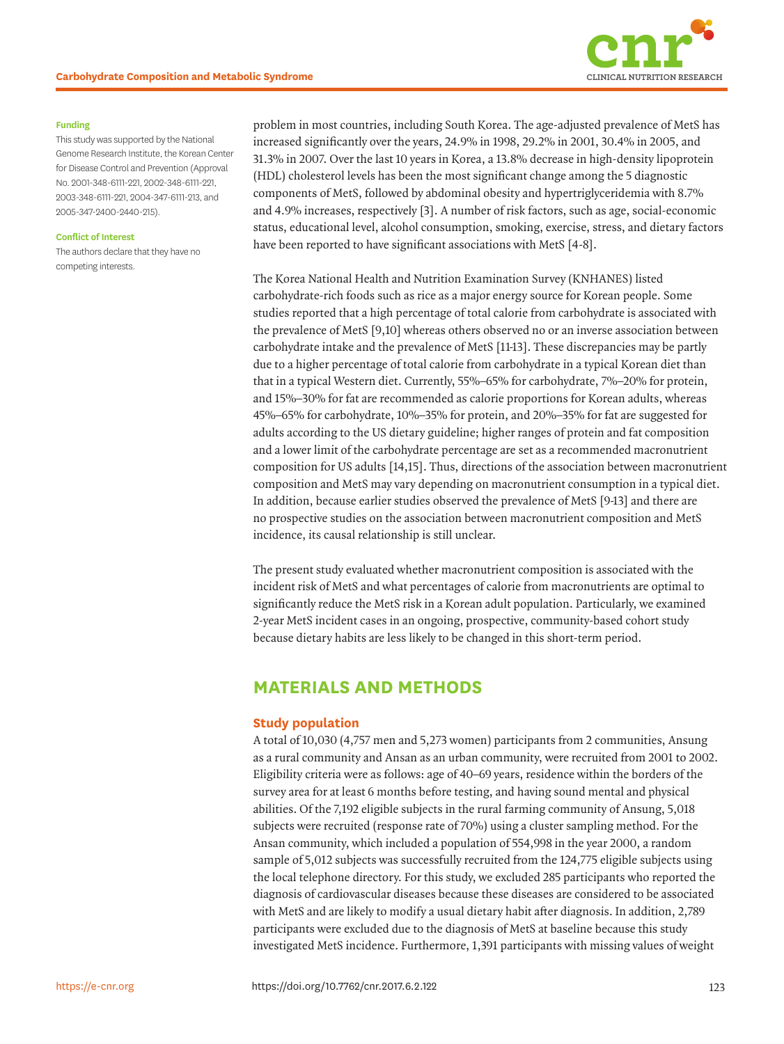**Funding**

This study was supported by the National Genome Research Institute, the Korean Center for Disease Control and Prevention (Approval No. 2001-348-6111-221, 2002-348-6111-221, 2003-348-6111-221, 2004-347-6111-213, and 2005-347-2400-2440-215).

**Conflict of Interest**

The authors declare that they have no competing interests.

problem in most countries, including South Korea. The age-adjusted prevalence of MetS has increased significantly over the years, 24.9% in 1998, 29.2% in 2001, 30.4% in 2005, and 31.3% in 2007. Over the last 10 years in Korea, a 13.8% decrease in high-density lipoprotein (HDL) cholesterol levels has been the most significant change among the 5 diagnostic components of MetS, followed by abdominal obesity and hypertriglyceridemia with 8.7% and 4.9% increases, respectively [3]. A number of risk factors, such as age, social-economic status, educational level, alcohol consumption, smoking, exercise, stress, and dietary factors have been reported to have significant associations with MetS [4-8].

The Korea National Health and Nutrition Examination Survey (KNHANES) listed carbohydrate-rich foods such as rice as a major energy source for Korean people. Some studies reported that a high percentage of total calorie from carbohydrate is associated with the prevalence of MetS [9,10] whereas others observed no or an inverse association between carbohydrate intake and the prevalence of MetS [11-13]. These discrepancies may be partly due to a higher percentage of total calorie from carbohydrate in a typical Korean diet than that in a typical Western diet. Currently, 55%–65% for carbohydrate, 7%–20% for protein, and 15%–30% for fat are recommended as calorie proportions for Korean adults, whereas 45%–65% for carbohydrate, 10%–35% for protein, and 20%–35% for fat are suggested for adults according to the US dietary guideline; higher ranges of protein and fat composition and a lower limit of the carbohydrate percentage are set as a recommended macronutrient composition for US adults [14,15]. Thus, directions of the association between macronutrient composition and MetS may vary depending on macronutrient consumption in a typical diet. In addition, because earlier studies observed the prevalence of MetS [9-13] and there are no prospective studies on the association between macronutrient composition and MetS incidence, its causal relationship is still unclear.

The present study evaluated whether macronutrient composition is associated with the incident risk of MetS and what percentages of calorie from macronutrients are optimal to significantly reduce the MetS risk in a Korean adult population. Particularly, we examined 2-year MetS incident cases in an ongoing, prospective, community-based cohort study because dietary habits are less likely to be changed in this short-term period.

## MATERIALS AND METHODS

### Study population

A total of 10,030 (4,757 men and 5,273 women) participants from 2 communities, Ansung as a rural community and Ansan as an urban community, were recruited from 2001 to 2002. Eligibility criteria were as follows: age of 40–69 years, residence within the borders of the survey area for at least 6 months before testing, and having sound mental and physical abilities. Of the 7,192 eligible subjects in the rural farming community of Ansung, 5,018 subjects were recruited (response rate of 70%) using a cluster sampling method. For the Ansan community, which included a population of 554,998 in the year 2000, a random sample of 5,012 subjects was successfully recruited from the 124,775 eligible subjects using the local telephone directory. For this study, we excluded 285 participants who reported the diagnosis of cardiovascular diseases because these diseases are considered to be associated with MetS and are likely to modify a usual dietary habit after diagnosis. In addition, 2,789 participants were excluded due to the diagnosis of MetS at baseline because this study investigated MetS incidence. Furthermore, 1,391 participants with missing values of weight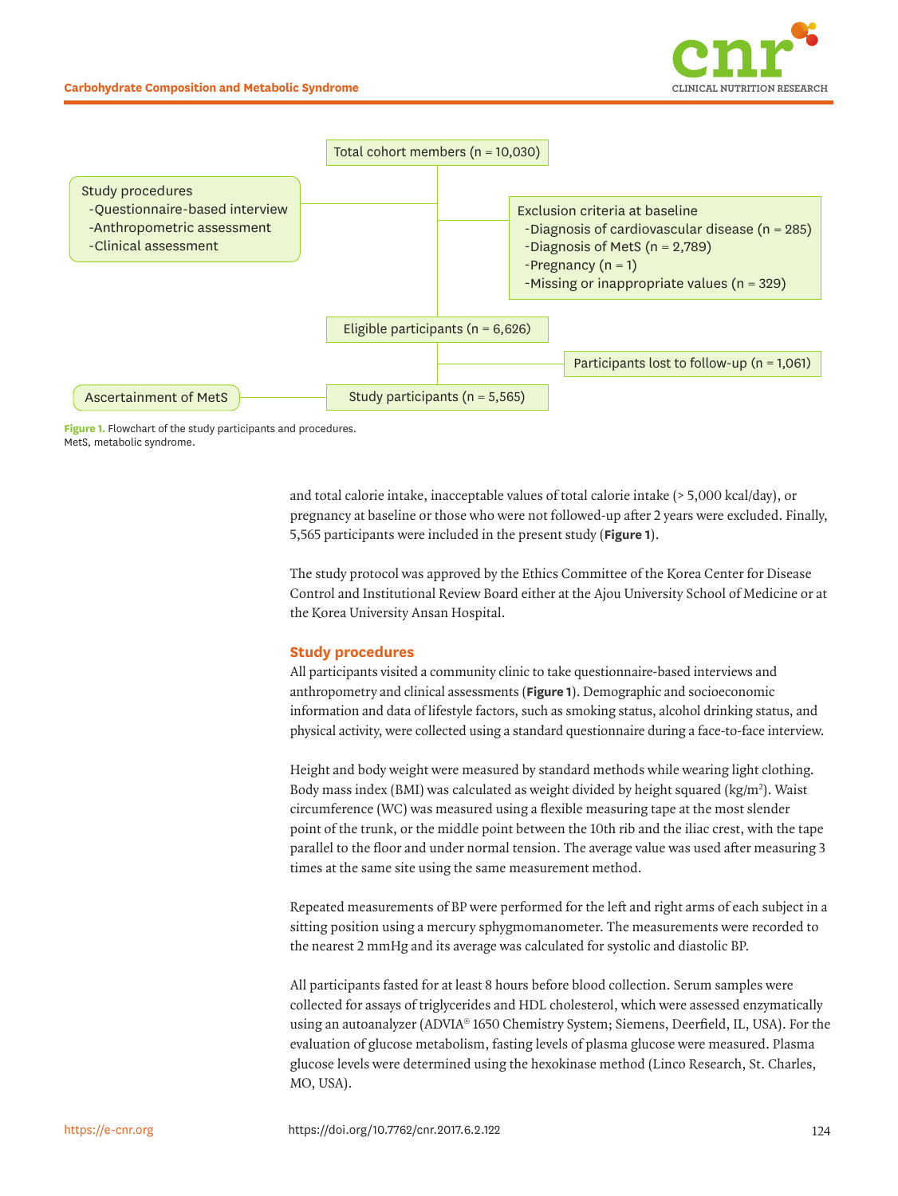Total cohort members (n = 10,030)

Study procedures
- Questionnaire-based interview
- Anthropometric assessment
- Clinical assessment

Exclusion criteria at baseline
- Diagnosis of cardiovascular disease (n = 285)
- Diagnosis of MetS (n = 2,789)
- Pregnancy (n = 1)
- Missing or inappropriate values (n = 329)

Eligible participants (n = 6,626)

Participants lost to follow-up (n = 1,061)

Ascertainment of MetS

Study participants (n = 5,565)

**Figure 1.** Flowchart of the study participants and procedures.
MetS, metabolic syndrome.

and total calorie intake, inacceptable values of total calorie intake (> 5,000 kcal/day), or pregnancy at baseline or those who were not followed-up after 2 years were excluded. Finally, 5,565 participants were included in the present study (**Figure 1**).

The study protocol was approved by the Ethics Committee of the Korea Center for Disease Control and Institutional Review Board either at the Ajou University School of Medicine or at the Korea University Ansan Hospital.

## Study procedures

All participants visited a community clinic to take questionnaire-based interviews and anthropometry and clinical assessments (**Figure 1**). Demographic and socioeconomic information and data of lifestyle factors, such as smoking status, alcohol drinking status, and physical activity, were collected using a standard questionnaire during a face-to-face interview.

Height and body weight were measured by standard methods while wearing light clothing. Body mass index (BMI) was calculated as weight divided by height squared (kg/$m^2$). Waist circumference (WC) was measured using a flexible measuring tape at the most slender point of the trunk, or the middle point between the 10th rib and the iliac crest, with the tape parallel to the floor and under normal tension. The average value was used after measuring 3 times at the same site using the same measurement method.

Repeated measurements of BP were performed for the left and right arms of each subject in a sitting position using a mercury sphygmomanometer. The measurements were recorded to the nearest 2 mmHg and its average was calculated for systolic and diastolic BP.

All participants fasted for at least 8 hours before blood collection. Serum samples were collected for assays of triglycerides and HDL cholesterol, which were assessed enzymatically using an autoanalyzer (ADVIA® 1650 Chemistry System; Siemens, Deerfield, IL, USA). For the evaluation of glucose metabolism, fasting levels of plasma glucose were measured. Plasma glucose levels were determined using the hexokinase method (Linco Research, St. Charles, MO, USA).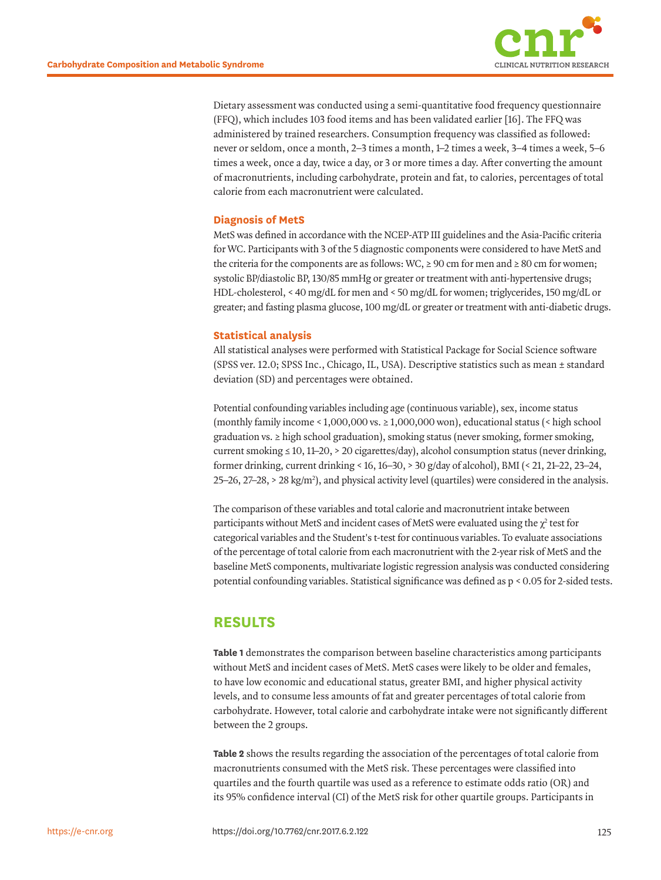Dietary assessment was conducted using a semi-quantitative food frequency questionnaire (FFQ), which includes 103 food items and has been validated earlier [16]. The FFQ was administered by trained researchers. Consumption frequency was classified as followed: never or seldom, once a month, 2–3 times a month, 1–2 times a week, 3–4 times a week, 5–6 times a week, once a day, twice a day, or 3 or more times a day. After converting the amount of macronutrients, including carbohydrate, protein and fat, to calories, percentages of total calorie from each macronutrient were calculated.

### Diagnosis of MetS

MetS was defined in accordance with the NCEP-ATP III guidelines and the Asia-Pacific criteria for WC. Participants with 3 of the 5 diagnostic components were considered to have MetS and the criteria for the components are as follows: WC, ≥ 90 cm for men and ≥ 80 cm for women; systolic BP/diastolic BP, 130/85 mmHg or greater or treatment with anti-hypertensive drugs; HDL-cholesterol, < 40 mg/dL for men and < 50 mg/dL for women; triglycerides, 150 mg/dL or greater; and fasting plasma glucose, 100 mg/dL or greater or treatment with anti-diabetic drugs.

### Statistical analysis

All statistical analyses were performed with Statistical Package for Social Science software (SPSS ver. 12.0; SPSS Inc., Chicago, IL, USA). Descriptive statistics such as mean ± standard deviation (SD) and percentages were obtained.

Potential confounding variables including age (continuous variable), sex, income status (monthly family income < 1,000,000 vs. ≥ 1,000,000 won), educational status (< high school graduation vs. ≥ high school graduation), smoking status (never smoking, former smoking, current smoking ≤ 10, 11–20, > 20 cigarettes/day), alcohol consumption status (never drinking, former drinking, current drinking < 16, 16–30, > 30 g/day of alcohol), BMI (< 21, 21–22, 23–24, 25–26, 27–28, > 28 kg/m$^2$), and physical activity level (quartiles) were considered in the analysis.

The comparison of these variables and total calorie and macronutrient intake between participants without MetS and incident cases of MetS were evaluated using the $\chi^2$ test for categorical variables and the Student's t-test for continuous variables. To evaluate associations of the percentage of total calorie from each macronutrient with the 2-year risk of MetS and the baseline MetS components, multivariate logistic regression analysis was conducted considering potential confounding variables. Statistical significance was defined as $p < 0.05$ for 2-sided tests.

## RESULTS

**Table 1** demonstrates the comparison between baseline characteristics among participants without MetS and incident cases of MetS. MetS cases were likely to be older and females, to have low economic and educational status, greater BMI, and higher physical activity levels, and to consume less amounts of fat and greater percentages of total calorie from carbohydrate. However, total calorie and carbohydrate intake were not significantly different between the 2 groups.

**Table 2** shows the results regarding the association of the percentages of total calorie from macronutrients consumed with the MetS risk. These percentages were classified into quartiles and the fourth quartile was used as a reference to estimate odds ratio (OR) and its 95% confidence interval (CI) of the MetS risk for other quartile groups. Participants in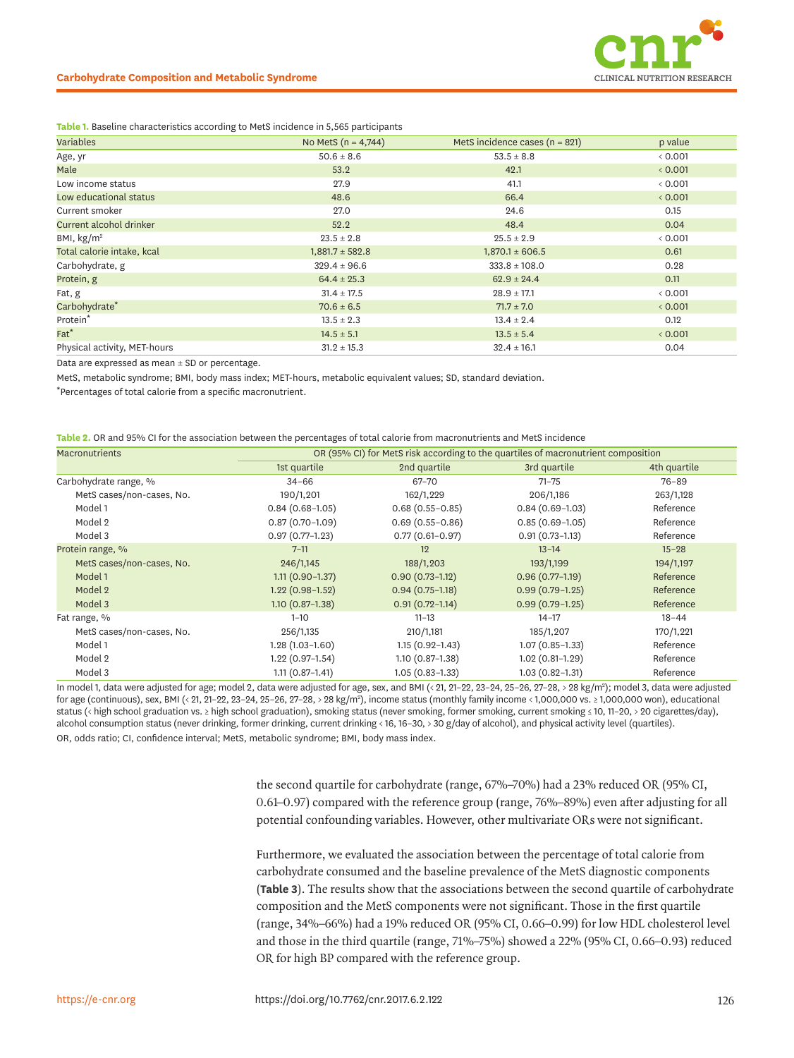**Table 1.** Baseline characteristics according to MetS incidence in 5,565 participants

| Variables | No MetS (n = 4,744) | MetS incidence cases (n = 821) | p value |
|---|---|---|---|
| Age, yr | 50.6 ± 8.6 | 53.5 ± 8.8 | < 0.001 |
| Male | 53.2 | 42.1 | < 0.001 |
| Low income status | 27.9 | 41.1 | < 0.001 |
| Low educational status | 48.6 | 66.4 | < 0.001 |
| Current smoker | 27.0 | 24.6 | 0.15 |
| Current alcohol drinker | 52.2 | 48.4 | 0.04 |
| BMI, kg/m$^2$ | 23.5 ± 2.8 | 25.5 ± 2.9 | < 0.001 |
| Total calorie intake, kcal | 1,881.7 ± 582.8 | 1,870.1 ± 606.5 | 0.61 |
| Carbohydrate, g | 329.4 ± 96.6 | 333.8 ± 108.0 | 0.28 |
| Protein, g | 64.4 ± 25.3 | 62.9 ± 24.4 | 0.11 |
| Fat, g | 31.4 ± 17.5 | 28.9 ± 17.1 | < 0.001 |
| Carbohydrate* | 70.6 ± 6.5 | 71.7 ± 7.0 | < 0.001 |
| Protein* | 13.5 ± 2.3 | 13.4 ± 2.4 | 0.12 |
| Fat* | 14.5 ± 5.1 | 13.5 ± 5.4 | < 0.001 |
| Physical activity, MET-hours | 31.2 ± 15.3 | 32.4 ± 16.1 | 0.04 |

Data are expressed as mean ± SD or percentage.

MetS, metabolic syndrome; BMI, body mass index; MET-hours, metabolic equivalent values; SD, standard deviation.

*Percentages of total calorie from a specific macronutrient.

**Table 2.** OR and 95% CI for the association between the percentages of total calorie from macronutrients and MetS incidence

| Macronutrients | OR (95% CI) for MetS risk according to the quartiles of macronutrient composition | | | |
|---|---|---|---|---|
| | 1st quartile | 2nd quartile | 3rd quartile | 4th quartile |
| Carbohydrate range, % | 34–66 | 67–70 | 71–75 | 76–89 |
| MetS cases/non-cases, No. | 190/1,201 | 162/1,229 | 206/1,186 | 263/1,128 |
| Model 1 | 0.84 (0.68–1.05) | 0.68 (0.55–0.85) | 0.84 (0.69–1.03) | Reference |
| Model 2 | 0.87 (0.70–1.09) | 0.69 (0.55–0.86) | 0.85 (0.69–1.05) | Reference |
| Model 3 | 0.97 (0.77–1.23) | 0.77 (0.61–0.97) | 0.91 (0.73–1.13) | Reference |
| Protein range, % | 7–11 | 12 | 13–14 | 15–28 |
| MetS cases/non-cases, No. | 246/1,145 | 188/1,203 | 193/1,199 | 194/1,197 |
| Model 1 | 1.11 (0.90–1.37) | 0.90 (0.73–1.12) | 0.96 (0.77–1.19) | Reference |
| Model 2 | 1.22 (0.98–1.52) | 0.94 (0.75–1.18) | 0.99 (0.79–1.25) | Reference |
| Model 3 | 1.10 (0.87–1.38) | 0.91 (0.72–1.14) | 0.99 (0.79–1.25) | Reference |
| Fat range, % | 1–10 | 11–13 | 14–17 | 18–44 |
| MetS cases/non-cases, No. | 256/1,135 | 210/1,181 | 185/1,207 | 170/1,221 |
| Model 1 | 1.28 (1.03–1.60) | 1.15 (0.92–1.43) | 1.07 (0.85–1.33) | Reference |
| Model 2 | 1.22 (0.97–1.54) | 1.10 (0.87–1.38) | 1.02 (0.81–1.29) | Reference |
| Model 3 | 1.11 (0.87–1.41) | 1.05 (0.83–1.33) | 1.03 (0.82–1.31) | Reference |

In model 1, data were adjusted for age; model 2, data were adjusted for age, sex, and BMI (< 21, 21–22, 23–24, 25–26, 27–28, > 28 kg/m$^2$); model 3, data were adjusted for age (continuous), sex, BMI (< 21, 21–22, 23–24, 25–26, 27–28, > 28 kg/m$^2$), income status (monthly family income < 1,000,000 vs. ≥ 1,000,000 won), educational status (< high school graduation vs. ≥ high school graduation), smoking status (never smoking, former smoking, current smoking ≤ 10, 11–20, > 20 cigarettes/day), alcohol consumption status (never drinking, former drinking, current drinking < 16, 16–30, > 30 g/day of alcohol), and physical activity level (quartiles).

OR, odds ratio; CI, confidence interval; MetS, metabolic syndrome; BMI, body mass index.

the second quartile for carbohydrate (range, 67%–70%) had a 23% reduced OR (95% CI, 0.61–0.97) compared with the reference group (range, 76%–89%) even after adjusting for all potential confounding variables. However, other multivariate ORs were not significant.

Furthermore, we evaluated the association between the percentage of total calorie from carbohydrate consumed and the baseline prevalence of the MetS diagnostic components (**Table 3**). The results show that the associations between the second quartile of carbohydrate composition and the MetS components were not significant. Those in the first quartile (range, 34%–66%) had a 19% reduced OR (95% CI, 0.66–0.99) for low HDL cholesterol level and those in the third quartile (range, 71%–75%) showed a 22% (95% CI, 0.66–0.93) reduced OR for high BP compared with the reference group.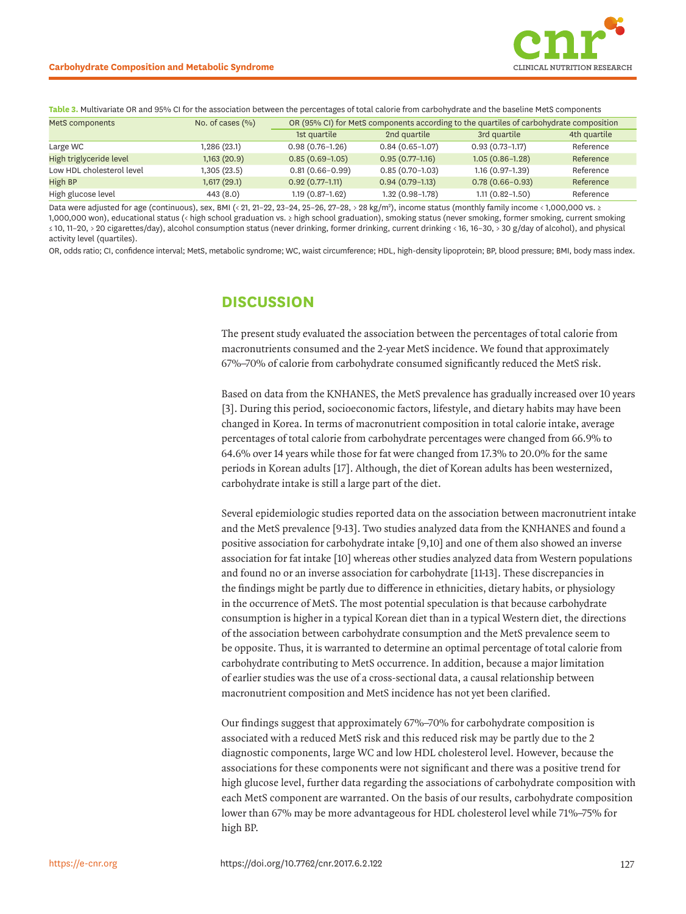**Table 3.** Multivariate OR and 95% CI for the association between the percentages of total calorie from carbohydrate and the baseline MetS components

| MetS components | No. of cases (%) | OR (95% CI) for MetS components according to the quartiles of carbohydrate composition | | | |
|---|---|---|---|---|---|
| | | 1st quartile | 2nd quartile | 3rd quartile | 4th quartile |
| Large WC | 1,286 (23.1) | 0.98 (0.76–1.26) | 0.84 (0.65–1.07) | 0.93 (0.73–1.17) | Reference |
| High triglyceride level | 1,163 (20.9) | 0.85 (0.69–1.05) | 0.95 (0.77–1.16) | 1.05 (0.86–1.28) | Reference |
| Low HDL cholesterol level | 1,305 (23.5) | 0.81 (0.66–0.99) | 0.85 (0.70–1.03) | 1.16 (0.97–1.39) | Reference |
| High BP | 1,617 (29.1) | 0.92 (0.77–1.11) | 0.94 (0.79–1.13) | 0.78 (0.66–0.93) | Reference |
| High glucose level | 443 (8.0) | 1.19 (0.87–1.62) | 1.32 (0.98–1.78) | 1.11 (0.82–1.50) | Reference |

Data were adjusted for age (continuous), sex, BMI (< 21, 21–22, 23–24, 25–26, 27–28, > 28 kg/m²), income status (monthly family income < 1,000,000 vs. ≥ 1,000,000 won), educational status (< high school graduation vs. ≥ high school graduation), smoking status (never smoking, former smoking, current smoking ≤ 10, 11–20, > 20 cigarettes/day), alcohol consumption status (never drinking, former drinking, current drinking < 16, 16–30, > 30 g/day of alcohol), and physical activity level (quartiles).

OR, odds ratio; CI, confidence interval; MetS, metabolic syndrome; WC, waist circumference; HDL, high-density lipoprotein; BP, blood pressure; BMI, body mass index.

## DISCUSSION

The present study evaluated the association between the percentages of total calorie from macronutrients consumed and the 2-year MetS incidence. We found that approximately 67%–70% of calorie from carbohydrate consumed significantly reduced the MetS risk.

Based on data from the KNHANES, the MetS prevalence has gradually increased over 10 years [3]. During this period, socioeconomic factors, lifestyle, and dietary habits may have been changed in Korea. In terms of macronutrient composition in total calorie intake, average percentages of total calorie from carbohydrate percentages were changed from 66.9% to 64.6% over 14 years while those for fat were changed from 17.3% to 20.0% for the same periods in Korean adults [17]. Although, the diet of Korean adults has been westernized, carbohydrate intake is still a large part of the diet.

Several epidemiologic studies reported data on the association between macronutrient intake and the MetS prevalence [9-13]. Two studies analyzed data from the KNHANES and found a positive association for carbohydrate intake [9,10] and one of them also showed an inverse association for fat intake [10] whereas other studies analyzed data from Western populations and found no or an inverse association for carbohydrate [11-13]. These discrepancies in the findings might be partly due to difference in ethnicities, dietary habits, or physiology in the occurrence of MetS. The most potential speculation is that because carbohydrate consumption is higher in a typical Korean diet than in a typical Western diet, the directions of the association between carbohydrate consumption and the MetS prevalence seem to be opposite. Thus, it is warranted to determine an optimal percentage of total calorie from carbohydrate contributing to MetS occurrence. In addition, because a major limitation of earlier studies was the use of a cross-sectional data, a causal relationship between macronutrient composition and MetS incidence has not yet been clarified.

Our findings suggest that approximately 67%–70% for carbohydrate composition is associated with a reduced MetS risk and this reduced risk may be partly due to the 2 diagnostic components, large WC and low HDL cholesterol level. However, because the associations for these components were not significant and there was a positive trend for high glucose level, further data regarding the associations of carbohydrate composition with each MetS component are warranted. On the basis of our results, carbohydrate composition lower than 67% may be more advantageous for HDL cholesterol level while 71%–75% for high BP.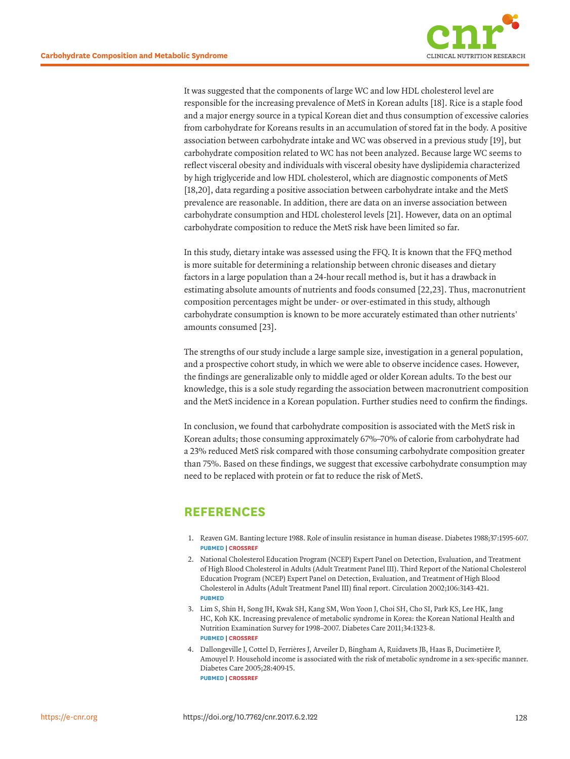It was suggested that the components of large WC and low HDL cholesterol level are responsible for the increasing prevalence of MetS in Korean adults [18]. Rice is a staple food and a major energy source in a typical Korean diet and thus consumption of excessive calories from carbohydrate for Koreans results in an accumulation of stored fat in the body. A positive association between carbohydrate intake and WC was observed in a previous study [19], but carbohydrate composition related to WC has not been analyzed. Because large WC seems to reflect visceral obesity and individuals with visceral obesity have dyslipidemia characterized by high triglyceride and low HDL cholesterol, which are diagnostic components of MetS [18,20], data regarding a positive association between carbohydrate intake and the MetS prevalence are reasonable. In addition, there are data on an inverse association between carbohydrate consumption and HDL cholesterol levels [21]. However, data on an optimal carbohydrate composition to reduce the MetS risk have been limited so far.

In this study, dietary intake was assessed using the FFQ. It is known that the FFQ method is more suitable for determining a relationship between chronic diseases and dietary factors in a large population than a 24-hour recall method is, but it has a drawback in estimating absolute amounts of nutrients and foods consumed [22,23]. Thus, macronutrient composition percentages might be under- or over-estimated in this study, although carbohydrate consumption is known to be more accurately estimated than other nutrients' amounts consumed [23].

The strengths of our study include a large sample size, investigation in a general population, and a prospective cohort study, in which we were able to observe incidence cases. However, the findings are generalizable only to middle aged or older Korean adults. To the best our knowledge, this is a sole study regarding the association between macronutrient composition and the MetS incidence in a Korean population. Further studies need to confirm the findings.

In conclusion, we found that carbohydrate composition is associated with the MetS risk in Korean adults; those consuming approximately 67%–70% of calorie from carbohydrate had a 23% reduced MetS risk compared with those consuming carbohydrate composition greater than 75%. Based on these findings, we suggest that excessive carbohydrate consumption may need to be replaced with protein or fat to reduce the risk of MetS.

## REFERENCES

1. Reaven GM. Banting lecture 1988. Role of insulin resistance in human disease. Diabetes 1988;37:1595-607.
   PUBMED | CROSSREF
2. National Cholesterol Education Program (NCEP) Expert Panel on Detection, Evaluation, and Treatment of High Blood Cholesterol in Adults (Adult Treatment Panel III). Third Report of the National Cholesterol Education Program (NCEP) Expert Panel on Detection, Evaluation, and Treatment of High Blood Cholesterol in Adults (Adult Treatment Panel III) final report. Circulation 2002;106:3143-421.
   PUBMED
3. Lim S, Shin H, Song JH, Kwak SH, Kang SM, Won Yoon J, Choi SH, Cho SI, Park KS, Lee HK, Jang HC, Koh KK. Increasing prevalence of metabolic syndrome in Korea: the Korean National Health and Nutrition Examination Survey for 1998–2007. Diabetes Care 2011;34:1323-8.
   PUBMED | CROSSREF
4. Dallongeville J, Cottel D, Ferrières J, Arveiler D, Bingham A, Ruidavets JB, Haas B, Ducimetière P, Amouyel P. Household income is associated with the risk of metabolic syndrome in a sex-specific manner. Diabetes Care 2005;28:409-15.
   PUBMED | CROSSREF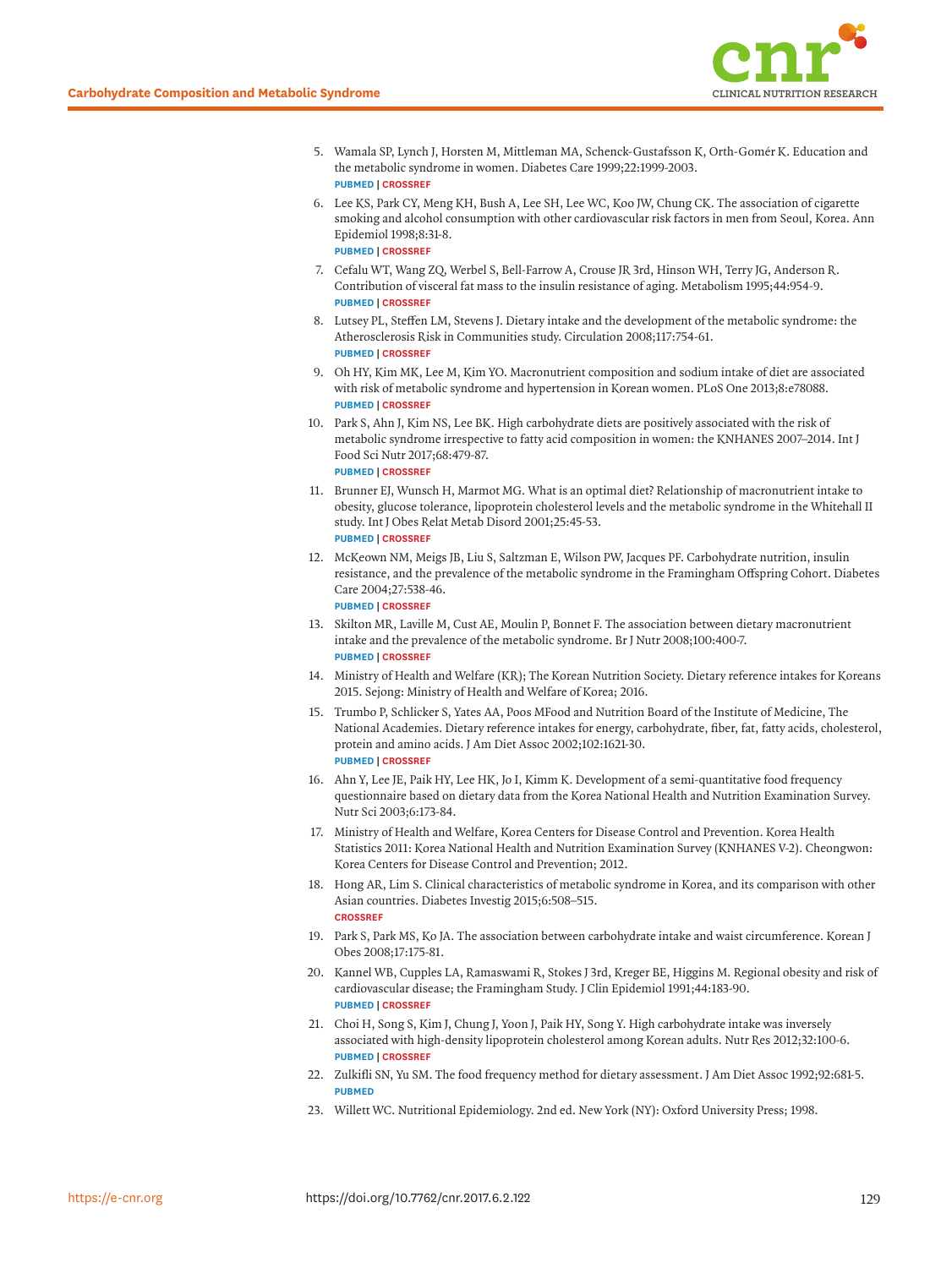5. Wamala SP, Lynch J, Horsten M, Mittleman MA, Schenck-Gustafsson K, Orth-Gomér K. Education and the metabolic syndrome in women. Diabetes Care 1999;22:1999-2003.
   PUBMED | CROSSREF
6. Lee KS, Park CY, Meng KH, Bush A, Lee SH, Lee WC, Koo JW, Chung CK. The association of cigarette smoking and alcohol consumption with other cardiovascular risk factors in men from Seoul, Korea. Ann Epidemiol 1998;8:31-8.
   PUBMED | CROSSREF
7. Cefalu WT, Wang ZQ, Werbel S, Bell-Farrow A, Crouse JR 3rd, Hinson WH, Terry JG, Anderson R. Contribution of visceral fat mass to the insulin resistance of aging. Metabolism 1995;44:954-9.
   PUBMED | CROSSREF
8. Lutsey PL, Steffen LM, Stevens J. Dietary intake and the development of the metabolic syndrome: the Atherosclerosis Risk in Communities study. Circulation 2008;117:754-61.
   PUBMED | CROSSREF
9. Oh HY, Kim MK, Lee M, Kim YO. Macronutrient composition and sodium intake of diet are associated with risk of metabolic syndrome and hypertension in Korean women. PLoS One 2013;8:e78088.
   PUBMED | CROSSREF
10. Park S, Ahn J, Kim NS, Lee BK. High carbohydrate diets are positively associated with the risk of metabolic syndrome irrespective to fatty acid composition in women: the KNHANES 2007–2014. Int J Food Sci Nutr 2017;68:479-87.
    PUBMED | CROSSREF
11. Brunner EJ, Wunsch H, Marmot MG. What is an optimal diet? Relationship of macronutrient intake to obesity, glucose tolerance, lipoprotein cholesterol levels and the metabolic syndrome in the Whitehall II study. Int J Obes Relat Metab Disord 2001;25:45-53.
    PUBMED | CROSSREF
12. McKeown NM, Meigs JB, Liu S, Saltzman E, Wilson PW, Jacques PF. Carbohydrate nutrition, insulin resistance, and the prevalence of the metabolic syndrome in the Framingham Offspring Cohort. Diabetes Care 2004;27:538-46.
    PUBMED | CROSSREF
13. Skilton MR, Laville M, Cust AE, Moulin P, Bonnet F. The association between dietary macronutrient intake and the prevalence of the metabolic syndrome. Br J Nutr 2008;100:400-7.
    PUBMED | CROSSREF
14. Ministry of Health and Welfare (KR); The Korean Nutrition Society. Dietary reference intakes for Koreans 2015. Sejong: Ministry of Health and Welfare of Korea; 2016.
15. Trumbo P, Schlicker S, Yates AA, Poos MFood and Nutrition Board of the Institute of Medicine, The National Academies. Dietary reference intakes for energy, carbohydrate, fiber, fat, fatty acids, cholesterol, protein and amino acids. J Am Diet Assoc 2002;102:1621-30.
    PUBMED | CROSSREF
16. Ahn Y, Lee JE, Paik HY, Lee HK, Jo I, Kimm K. Development of a semi-quantitative food frequency questionnaire based on dietary data from the Korea National Health and Nutrition Examination Survey. Nutr Sci 2003;6:173-84.
17. Ministry of Health and Welfare, Korea Centers for Disease Control and Prevention. Korea Health Statistics 2011: Korea National Health and Nutrition Examination Survey (KNHANES V-2). Cheongwon: Korea Centers for Disease Control and Prevention; 2012.
18. Hong AR, Lim S. Clinical characteristics of metabolic syndrome in Korea, and its comparison with other Asian countries. Diabetes Investig 2015;6:508–515.
    CROSSREF
19. Park S, Park MS, Ko JA. The association between carbohydrate intake and waist circumference. Korean J Obes 2008;17:175-81.
20. Kannel WB, Cupples LA, Ramaswami R, Stokes J 3rd, Kreger BE, Higgins M. Regional obesity and risk of cardiovascular disease; the Framingham Study. J Clin Epidemiol 1991;44:183-90.
    PUBMED | CROSSREF
21. Choi H, Song S, Kim J, Chung J, Yoon J, Paik HY, Song Y. High carbohydrate intake was inversely associated with high-density lipoprotein cholesterol among Korean adults. Nutr Res 2012;32:100-6.
    PUBMED | CROSSREF
22. Zulkifli SN, Yu SM. The food frequency method for dietary assessment. J Am Diet Assoc 1992;92:681-5.
    PUBMED
23. Willett WC. Nutritional Epidemiology. 2nd ed. New York (NY): Oxford University Press; 1998.